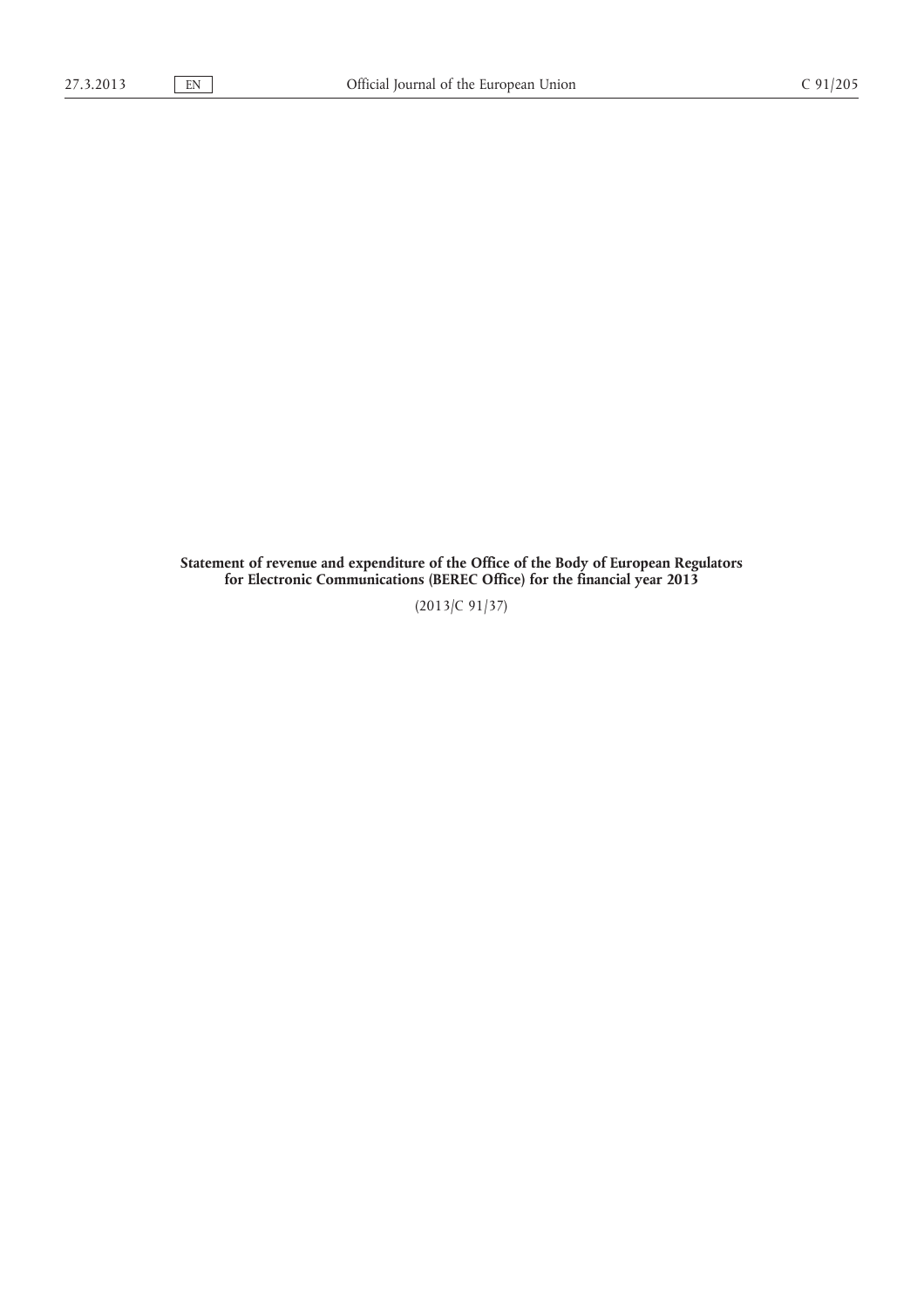**Statement of revenue and expenditure of the Office of the Body of European Regulators for Electronic Communications (BEREC Office) for the financial year 2013**

(2013/C 91/37)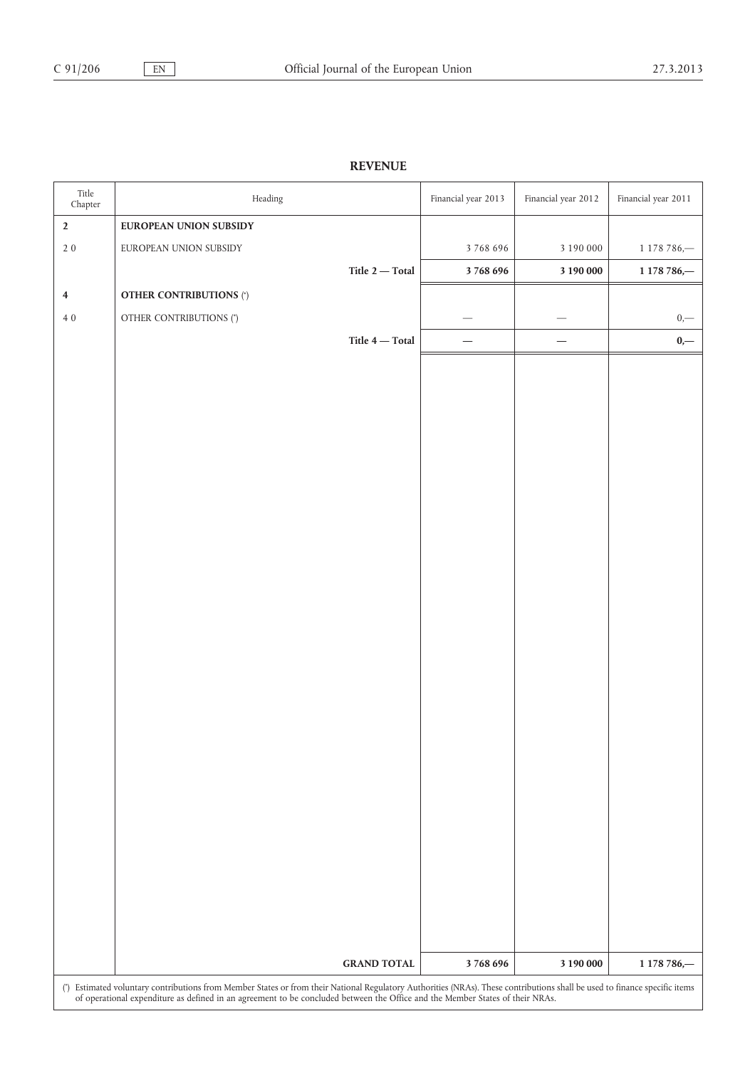## REVENUE

| Title Chapter | Heading | Financial year 2013 | Financial year 2012 | Financial year 2011 |
|---|---|---|---|---|
| **2** | **EUROPEAN UNION SUBSIDY** | | | |
| 2 0 | EUROPEAN UNION SUBSIDY | 3 768 696 | 3 190 000 | 1 178 786,— |
| | **Title 2 — Total** | **3 768 696** | **3 190 000** | **1 178 786,—** |
| **4** | **OTHER CONTRIBUTIONS** (*) | | | |
| 4 0 | OTHER CONTRIBUTIONS (*) | — | — | 0,— |
| | **Title 4 — Total** | **—** | **—** | **0,—** |
| | **GRAND TOTAL** | **3 768 696** | **3 190 000** | **1 178 786,—** |

(*) Estimated voluntary contributions from Member States or from their National Regulatory Authorities (NRAs). These contributions shall be used to finance specific items of operational expenditure as defined in an agreement to be concluded between the Office and the Member States of their NRAs.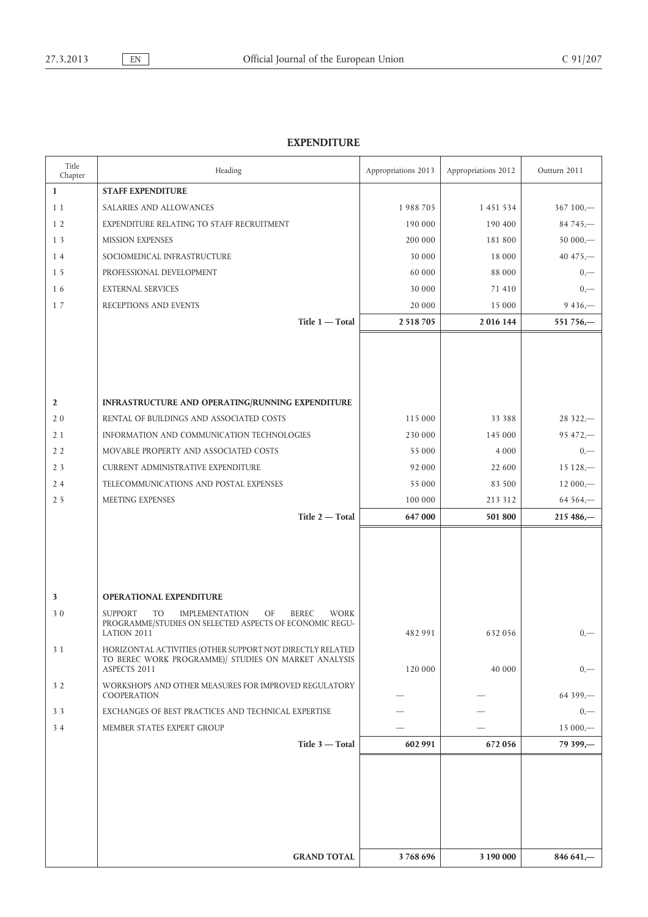## EXPENDITURE

| Title Chapter | Heading | Appropriations 2013 | Appropriations 2012 | Outturn 2011 |
|---|---|---|---|---|
| **1** | **STAFF EXPENDITURE** | | | |
| 1 1 | SALARIES AND ALLOWANCES | 1 988 705 | 1 451 534 | 367 100,— |
| 1 2 | EXPENDITURE RELATING TO STAFF RECRUITMENT | 190 000 | 190 400 | 84 745,— |
| 1 3 | MISSION EXPENSES | 200 000 | 181 800 | 50 000,— |
| 1 4 | SOCIOMEDICAL INFRASTRUCTURE | 30 000 | 18 000 | 40 475,— |
| 1 5 | PROFESSIONAL DEVELOPMENT | 60 000 | 88 000 | 0,— |
| 1 6 | EXTERNAL SERVICES | 30 000 | 71 410 | 0,— |
| 1 7 | RECEPTIONS AND EVENTS | 20 000 | 15 000 | 9 436,— |
| | **Title 1 — Total** | **2 518 705** | **2 016 144** | **551 756,—** |
| **2** | **INFRASTRUCTURE AND OPERATING/RUNNING EXPENDITURE** | | | |
| 2 0 | RENTAL OF BUILDINGS AND ASSOCIATED COSTS | 115 000 | 33 388 | 28 322,— |
| 2 1 | INFORMATION AND COMMUNICATION TECHNOLOGIES | 230 000 | 145 000 | 95 472,— |
| 2 2 | MOVABLE PROPERTY AND ASSOCIATED COSTS | 55 000 | 4 000 | 0,— |
| 2 3 | CURRENT ADMINISTRATIVE EXPENDITURE | 92 000 | 22 600 | 15 128,— |
| 2 4 | TELECOMMUNICATIONS AND POSTAL EXPENSES | 55 000 | 83 500 | 12 000,— |
| 2 5 | MEETING EXPENSES | 100 000 | 213 312 | 64 564,— |
| | **Title 2 — Total** | **647 000** | **501 800** | **215 486,—** |
| **3** | **OPERATIONAL EXPENDITURE** | | | |
| 3 0 | SUPPORT TO IMPLEMENTATION OF BEREC WORK PROGRAMME/STUDIES ON SELECTED ASPECTS OF ECONOMIC REGULATION 2011 | 482 991 | 632 056 | 0,— |
| 3 1 | HORIZONTAL ACTIVITIES (OTHER SUPPORT NOT DIRECTLY RELATED TO BEREC WORK PROGRAMME)/ STUDIES ON MARKET ANALYSIS ASPECTS 2011 | 120 000 | 40 000 | 0,— |
| 3 2 | WORKSHOPS AND OTHER MEASURES FOR IMPROVED REGULATORY COOPERATION | — | — | 64 399,— |
| 3 3 | EXCHANGES OF BEST PRACTICES AND TECHNICAL EXPERTISE | — | — | 0,— |
| 3 4 | MEMBER STATES EXPERT GROUP | — | — | 15 000,— |
| | **Title 3 — Total** | **602 991** | **672 056** | **79 399,—** |
| | **GRAND TOTAL** | **3 768 696** | **3 190 000** | **846 641,—** |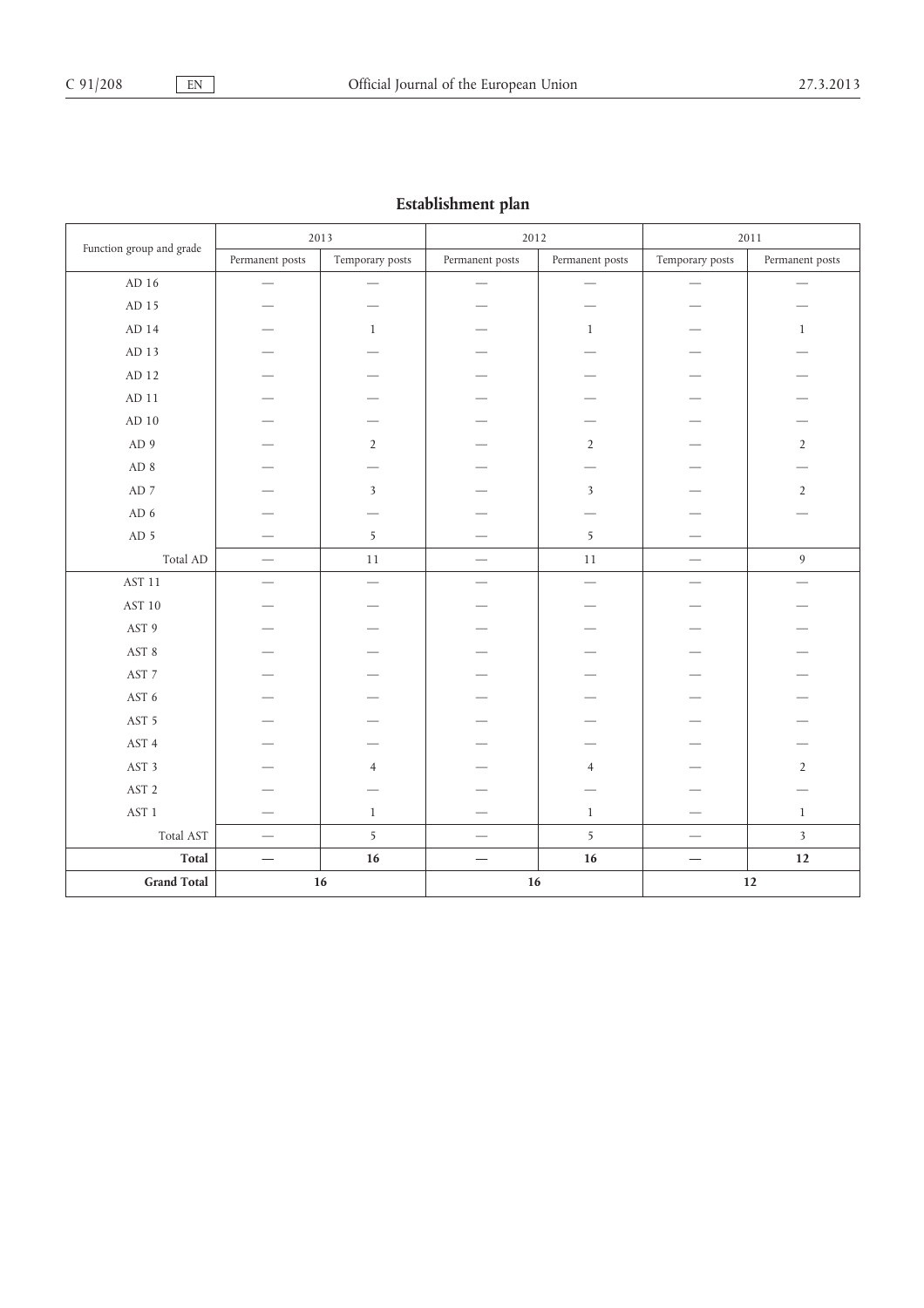## Establishment plan

| Function group and grade | 2013 | | 2012 | | 2011 | |
|---|---|---|---|---|---|---|
| | Permanent posts | Temporary posts | Permanent posts | Permanent posts | Temporary posts | Permanent posts |
| AD 16 | — | — | — | — | — | — |
| AD 15 | — | — | — | — | — | — |
| AD 14 | — | 1 | — | 1 | — | 1 |
| AD 13 | — | — | — | — | — | — |
| AD 12 | — | — | — | — | — | — |
| AD 11 | — | — | — | — | — | — |
| AD 10 | — | — | — | — | — | — |
| AD 9 | — | 2 | — | 2 | — | 2 |
| AD 8 | — | — | — | — | — | — |
| AD 7 | — | 3 | — | 3 | — | 2 |
| AD 6 | — | — | — | — | — | — |
| AD 5 | — | 5 | — | 5 | — | |
| Total AD | — | 11 | — | 11 | — | 9 |
| AST 11 | — | — | — | — | — | — |
| AST 10 | — | — | — | — | — | — |
| AST 9 | — | — | — | — | — | — |
| AST 8 | — | — | — | — | — | — |
| AST 7 | — | — | — | — | — | — |
| AST 6 | — | — | — | — | — | — |
| AST 5 | — | — | — | — | — | — |
| AST 4 | — | — | — | — | — | — |
| AST 3 | — | 4 | — | 4 | — | 2 |
| AST 2 | — | — | — | — | — | — |
| AST 1 | — | 1 | — | 1 | — | 1 |
| Total AST | — | 5 | — | 5 | — | 3 |
| **Total** | **—** | **16** | **—** | **16** | **—** | **12** |
| **Grand Total** | **16** | | **16** | | **12** | |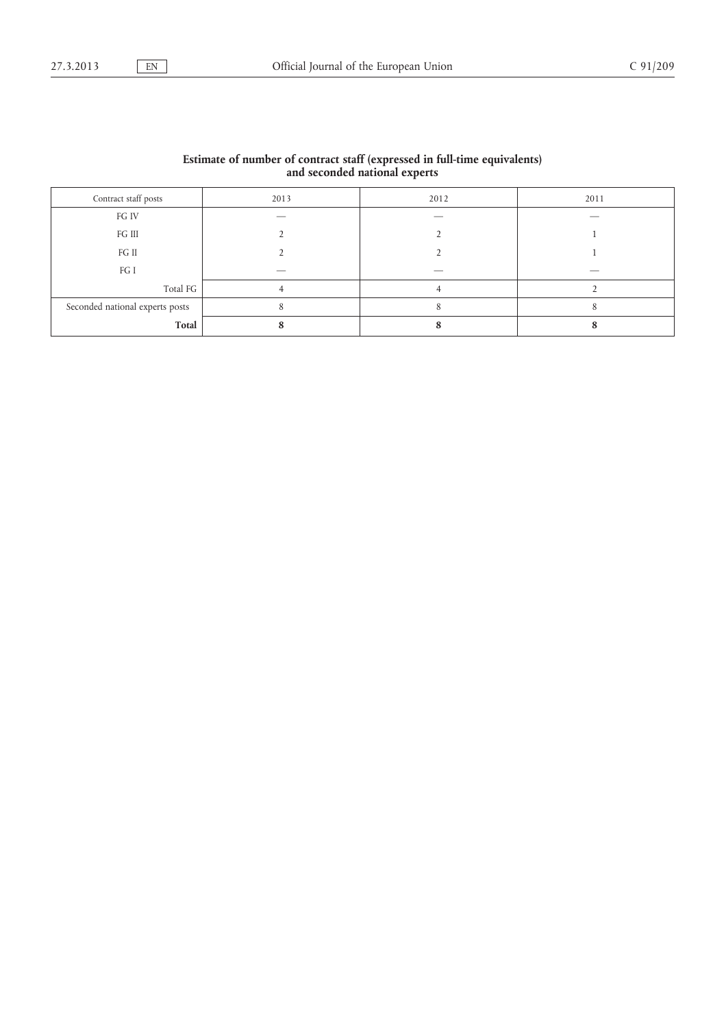**Estimate of number of contract staff (expressed in full-time equivalents) and seconded national experts**

| Contract staff posts | 2013 | 2012 | 2011 |
|---|---|---|---|
| FG IV | — | — | — |
| FG III | 2 | 2 | 1 |
| FG II | 2 | 2 | 1 |
| FG I | — | — | — |
| Total FG | 4 | 4 | 2 |
| Seconded national experts posts | 8 | 8 | 8 |
| **Total** | **8** | **8** | **8** |